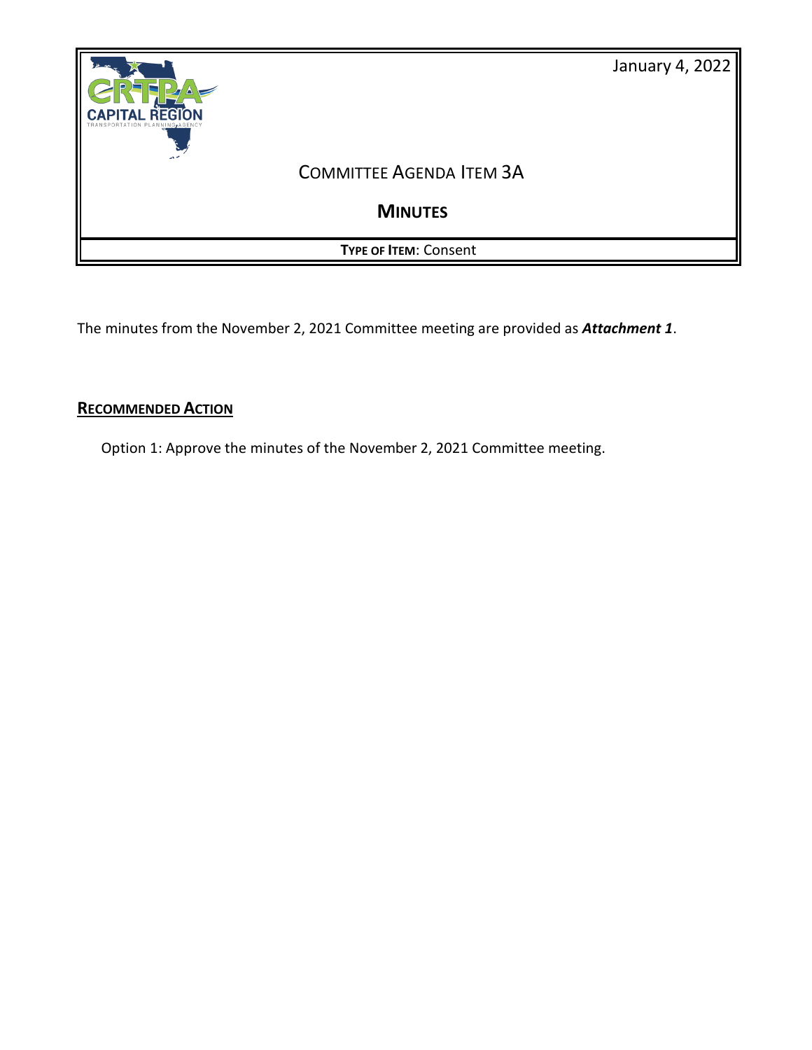January 4, 2022

# COMMITTEE AGENDA ITEM 3A

## MINUTES

**TYPE OF ITEM**: Consent

The minutes from the November 2, 2021 Committee meeting are provided as ***Attachment 1***.

### RECOMMENDED ACTION

Option 1: Approve the minutes of the November 2, 2021 Committee meeting.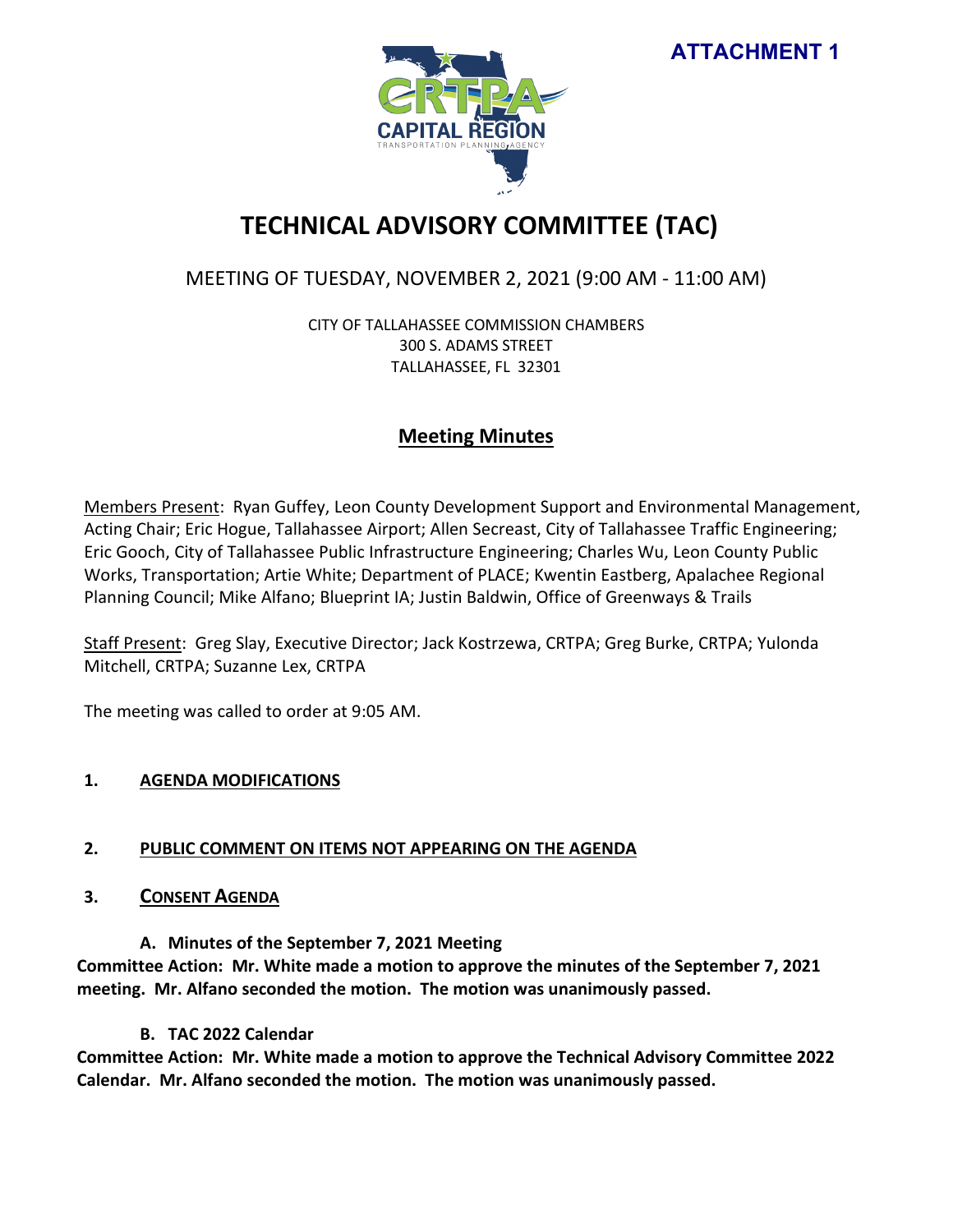**ATTACHMENT 1**

# TECHNICAL ADVISORY COMMITTEE (TAC)

## MEETING OF TUESDAY, NOVEMBER 2, 2021 (9:00 AM - 11:00 AM)

CITY OF TALLAHASSEE COMMISSION CHAMBERS
300 S. ADAMS STREET
TALLAHASSEE, FL 32301

## Meeting Minutes

Members Present: Ryan Guffey, Leon County Development Support and Environmental Management, Acting Chair; Eric Hogue, Tallahassee Airport; Allen Secreast, City of Tallahassee Traffic Engineering; Eric Gooch, City of Tallahassee Public Infrastructure Engineering; Charles Wu, Leon County Public Works, Transportation; Artie White; Department of PLACE; Kwentin Eastberg, Apalachee Regional Planning Council; Mike Alfano; Blueprint IA; Justin Baldwin, Office of Greenways & Trails

Staff Present: Greg Slay, Executive Director; Jack Kostrzewa, CRTPA; Greg Burke, CRTPA; Yulonda Mitchell, CRTPA; Suzanne Lex, CRTPA

The meeting was called to order at 9:05 AM.

### 1. AGENDA MODIFICATIONS

### 2. PUBLIC COMMENT ON ITEMS NOT APPEARING ON THE AGENDA

### 3. CONSENT AGENDA

**A. Minutes of the September 7, 2021 Meeting**

**Committee Action: Mr. White made a motion to approve the minutes of the September 7, 2021 meeting. Mr. Alfano seconded the motion. The motion was unanimously passed.**

**B. TAC 2022 Calendar**

**Committee Action: Mr. White made a motion to approve the Technical Advisory Committee 2022 Calendar. Mr. Alfano seconded the motion. The motion was unanimously passed.**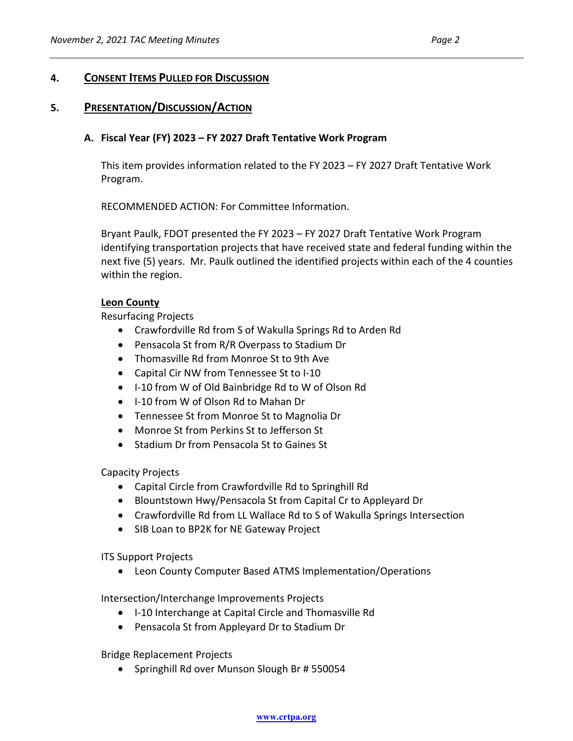## 4. Consent Items Pulled for Discussion

## 5. Presentation/Discussion/Action

### A. Fiscal Year (FY) 2023 – FY 2027 Draft Tentative Work Program

This item provides information related to the FY 2023 – FY 2027 Draft Tentative Work Program.

RECOMMENDED ACTION: For Committee Information.

Bryant Paulk, FDOT presented the FY 2023 – FY 2027 Draft Tentative Work Program identifying transportation projects that have received state and federal funding within the next five (5) years. Mr. Paulk outlined the identified projects within each of the 4 counties within the region.

**Leon County**

Resurfacing Projects

- Crawfordville Rd from S of Wakulla Springs Rd to Arden Rd
- Pensacola St from R/R Overpass to Stadium Dr
- Thomasville Rd from Monroe St to 9th Ave
- Capital Cir NW from Tennessee St to I-10
- I-10 from W of Old Bainbridge Rd to W of Olson Rd
- I-10 from W of Olson Rd to Mahan Dr
- Tennessee St from Monroe St to Magnolia Dr
- Monroe St from Perkins St to Jefferson St
- Stadium Dr from Pensacola St to Gaines St

Capacity Projects

- Capital Circle from Crawfordville Rd to Springhill Rd
- Blountstown Hwy/Pensacola St from Capital Cr to Appleyard Dr
- Crawfordville Rd from LL Wallace Rd to S of Wakulla Springs Intersection
- SIB Loan to BP2K for NE Gateway Project

ITS Support Projects

- Leon County Computer Based ATMS Implementation/Operations

Intersection/Interchange Improvements Projects

- I-10 Interchange at Capital Circle and Thomasville Rd
- Pensacola St from Appleyard Dr to Stadium Dr

Bridge Replacement Projects

- Springhill Rd over Munson Slough Br # 550054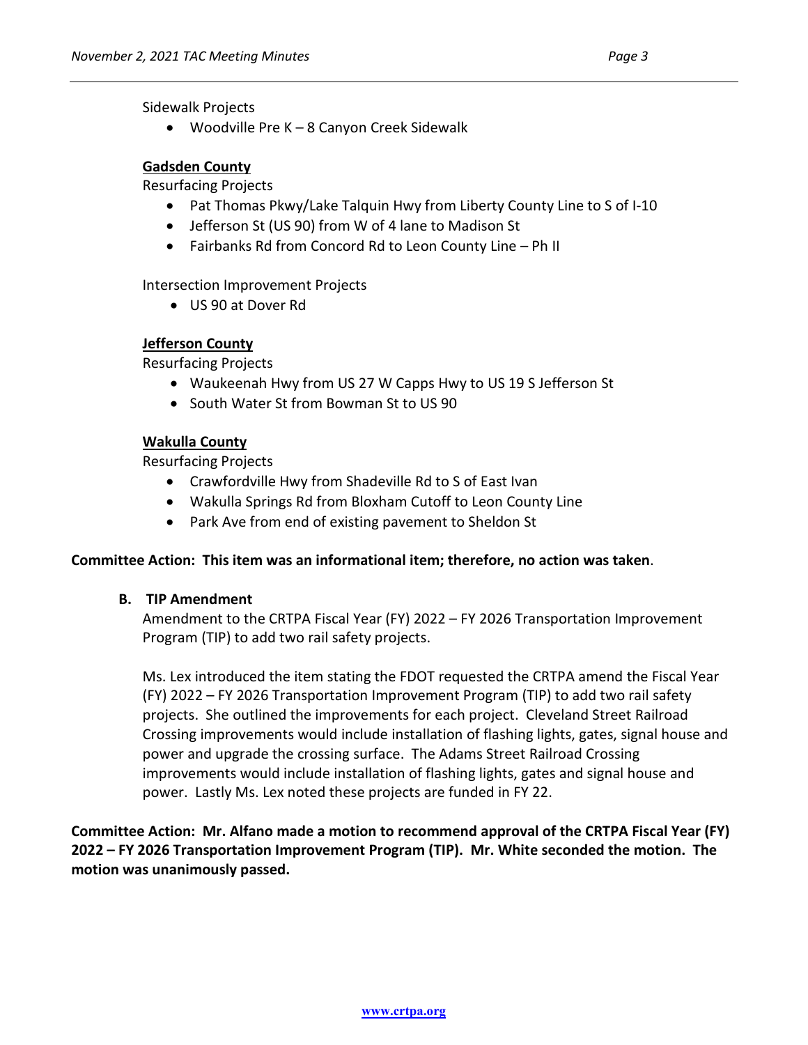Sidewalk Projects

- Woodville Pre K – 8 Canyon Creek Sidewalk

**Gadsden County**

Resurfacing Projects

- Pat Thomas Pkwy/Lake Talquin Hwy from Liberty County Line to S of I-10
- Jefferson St (US 90) from W of 4 lane to Madison St
- Fairbanks Rd from Concord Rd to Leon County Line – Ph II

Intersection Improvement Projects

- US 90 at Dover Rd

**Jefferson County**

Resurfacing Projects

- Waukeenah Hwy from US 27 W Capps Hwy to US 19 S Jefferson St
- South Water St from Bowman St to US 90

**Wakulla County**

Resurfacing Projects

- Crawfordville Hwy from Shadeville Rd to S of East Ivan
- Wakulla Springs Rd from Bloxham Cutoff to Leon County Line
- Park Ave from end of existing pavement to Sheldon St

**Committee Action: This item was an informational item; therefore, no action was taken**.

**B. TIP Amendment**

Amendment to the CRTPA Fiscal Year (FY) 2022 – FY 2026 Transportation Improvement Program (TIP) to add two rail safety projects.

Ms. Lex introduced the item stating the FDOT requested the CRTPA amend the Fiscal Year (FY) 2022 – FY 2026 Transportation Improvement Program (TIP) to add two rail safety projects. She outlined the improvements for each project. Cleveland Street Railroad Crossing improvements would include installation of flashing lights, gates, signal house and power and upgrade the crossing surface. The Adams Street Railroad Crossing improvements would include installation of flashing lights, gates and signal house and power. Lastly Ms. Lex noted these projects are funded in FY 22.

**Committee Action: Mr. Alfano made a motion to recommend approval of the CRTPA Fiscal Year (FY) 2022 – FY 2026 Transportation Improvement Program (TIP). Mr. White seconded the motion. The motion was unanimously passed.**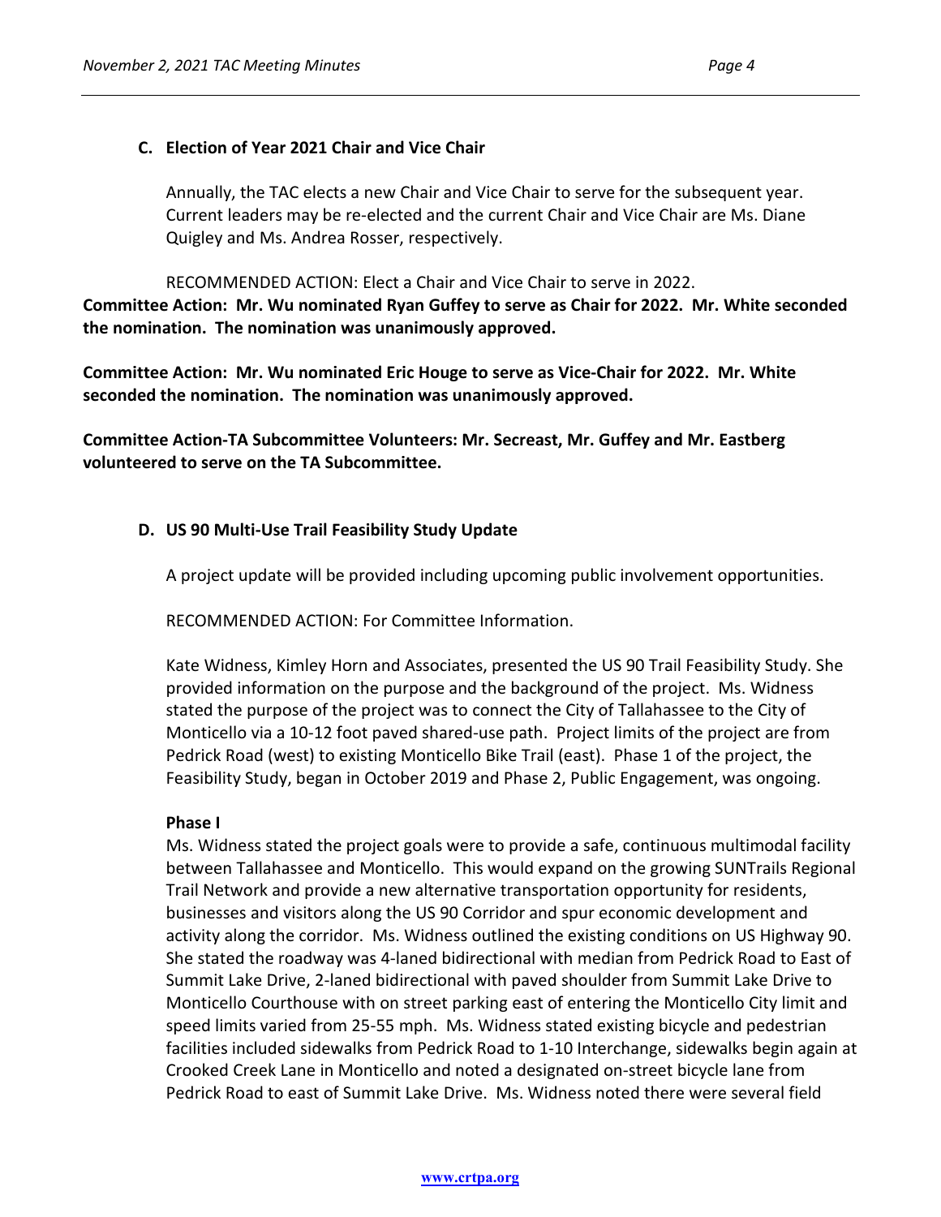### C. Election of Year 2021 Chair and Vice Chair

Annually, the TAC elects a new Chair and Vice Chair to serve for the subsequent year. Current leaders may be re-elected and the current Chair and Vice Chair are Ms. Diane Quigley and Ms. Andrea Rosser, respectively.

RECOMMENDED ACTION: Elect a Chair and Vice Chair to serve in 2022.

**Committee Action: Mr. Wu nominated Ryan Guffey to serve as Chair for 2022. Mr. White seconded the nomination. The nomination was unanimously approved.**

**Committee Action: Mr. Wu nominated Eric Houge to serve as Vice-Chair for 2022. Mr. White seconded the nomination. The nomination was unanimously approved.**

**Committee Action-TA Subcommittee Volunteers: Mr. Secreast, Mr. Guffey and Mr. Eastberg volunteered to serve on the TA Subcommittee.**

### D. US 90 Multi-Use Trail Feasibility Study Update

A project update will be provided including upcoming public involvement opportunities.

RECOMMENDED ACTION: For Committee Information.

Kate Widness, Kimley Horn and Associates, presented the US 90 Trail Feasibility Study. She provided information on the purpose and the background of the project. Ms. Widness stated the purpose of the project was to connect the City of Tallahassee to the City of Monticello via a 10-12 foot paved shared-use path. Project limits of the project are from Pedrick Road (west) to existing Monticello Bike Trail (east). Phase 1 of the project, the Feasibility Study, began in October 2019 and Phase 2, Public Engagement, was ongoing.

**Phase I**

Ms. Widness stated the project goals were to provide a safe, continuous multimodal facility between Tallahassee and Monticello. This would expand on the growing SUNTrails Regional Trail Network and provide a new alternative transportation opportunity for residents, businesses and visitors along the US 90 Corridor and spur economic development and activity along the corridor. Ms. Widness outlined the existing conditions on US Highway 90. She stated the roadway was 4-laned bidirectional with median from Pedrick Road to East of Summit Lake Drive, 2-laned bidirectional with paved shoulder from Summit Lake Drive to Monticello Courthouse with on street parking east of entering the Monticello City limit and speed limits varied from 25-55 mph. Ms. Widness stated existing bicycle and pedestrian facilities included sidewalks from Pedrick Road to 1-10 Interchange, sidewalks begin again at Crooked Creek Lane in Monticello and noted a designated on-street bicycle lane from Pedrick Road to east of Summit Lake Drive. Ms. Widness noted there were several field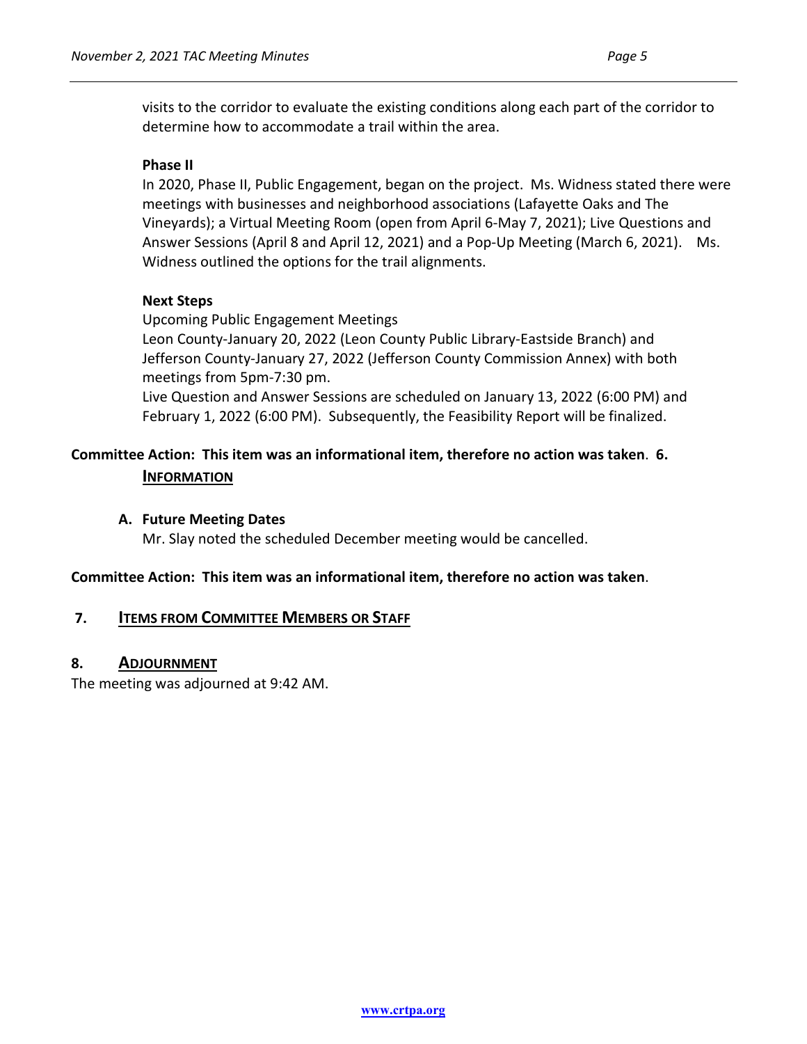visits to the corridor to evaluate the existing conditions along each part of the corridor to determine how to accommodate a trail within the area.

**Phase II**

In 2020, Phase II, Public Engagement, began on the project. Ms. Widness stated there were meetings with businesses and neighborhood associations (Lafayette Oaks and The Vineyards); a Virtual Meeting Room (open from April 6-May 7, 2021); Live Questions and Answer Sessions (April 8 and April 12, 2021) and a Pop-Up Meeting (March 6, 2021). Ms. Widness outlined the options for the trail alignments.

**Next Steps**

Upcoming Public Engagement Meetings

Leon County-January 20, 2022 (Leon County Public Library-Eastside Branch) and Jefferson County-January 27, 2022 (Jefferson County Commission Annex) with both meetings from 5pm-7:30 pm.

Live Question and Answer Sessions are scheduled on January 13, 2022 (6:00 PM) and February 1, 2022 (6:00 PM). Subsequently, the Feasibility Report will be finalized.

**Committee Action: This item was an informational item, therefore no action was taken**.

## 6. INFORMATION

**A. Future Meeting Dates**

Mr. Slay noted the scheduled December meeting would be cancelled.

**Committee Action: This item was an informational item, therefore no action was taken**.

## 7. ITEMS FROM COMMITTEE MEMBERS OR STAFF

## 8. ADJOURNMENT

The meeting was adjourned at 9:42 AM.